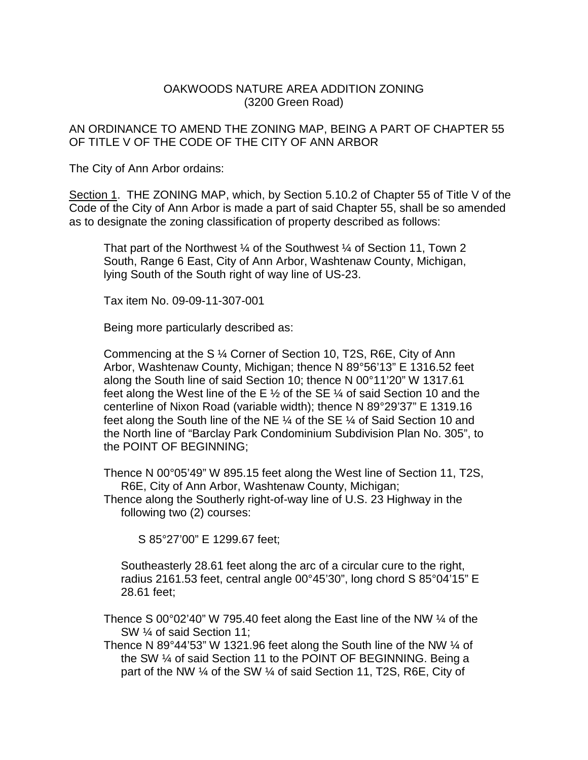OAKWOODS NATURE AREA ADDITION ZONING
(3200 Green Road)

AN ORDINANCE TO AMEND THE ZONING MAP, BEING A PART OF CHAPTER 55 OF TITLE V OF THE CODE OF THE CITY OF ANN ARBOR

The City of Ann Arbor ordains:

Section 1. THE ZONING MAP, which, by Section 5.10.2 of Chapter 55 of Title V of the Code of the City of Ann Arbor is made a part of said Chapter 55, shall be so amended as to designate the zoning classification of property described as follows:

> That part of the Northwest ¼ of the Southwest ¼ of Section 11, Town 2 South, Range 6 East, City of Ann Arbor, Washtenaw County, Michigan, lying South of the South right of way line of US-23.
>
> Tax item No. 09-09-11-307-001
>
> Being more particularly described as:
>
> Commencing at the S ¼ Corner of Section 10, T2S, R6E, City of Ann Arbor, Washtenaw County, Michigan; thence N 89°56'13" E 1316.52 feet along the South line of said Section 10; thence N 00°11'20" W 1317.61 feet along the West line of the E ½ of the SE ¼ of said Section 10 and the centerline of Nixon Road (variable width); thence N 89°29'37" E 1319.16 feet along the South line of the NE ¼ of the SE ¼ of Said Section 10 and the North line of "Barclay Park Condominium Subdivision Plan No. 305", to the POINT OF BEGINNING;
>
> Thence N 00°05'49" W 895.15 feet along the West line of Section 11, T2S, R6E, City of Ann Arbor, Washtenaw County, Michigan;
>
> Thence along the Southerly right-of-way line of U.S. 23 Highway in the following two (2) courses:
>
> S 85°27'00" E 1299.67 feet;
>
> Southeasterly 28.61 feet along the arc of a circular cure to the right, radius 2161.53 feet, central angle 00°45'30", long chord S 85°04'15" E 28.61 feet;
>
> Thence S 00°02'40" W 795.40 feet along the East line of the NW ¼ of the SW ¼ of said Section 11;
>
> Thence N 89°44'53" W 1321.96 feet along the South line of the NW ¼ of the SW ¼ of said Section 11 to the POINT OF BEGINNING. Being a part of the NW ¼ of the SW ¼ of said Section 11, T2S, R6E, City of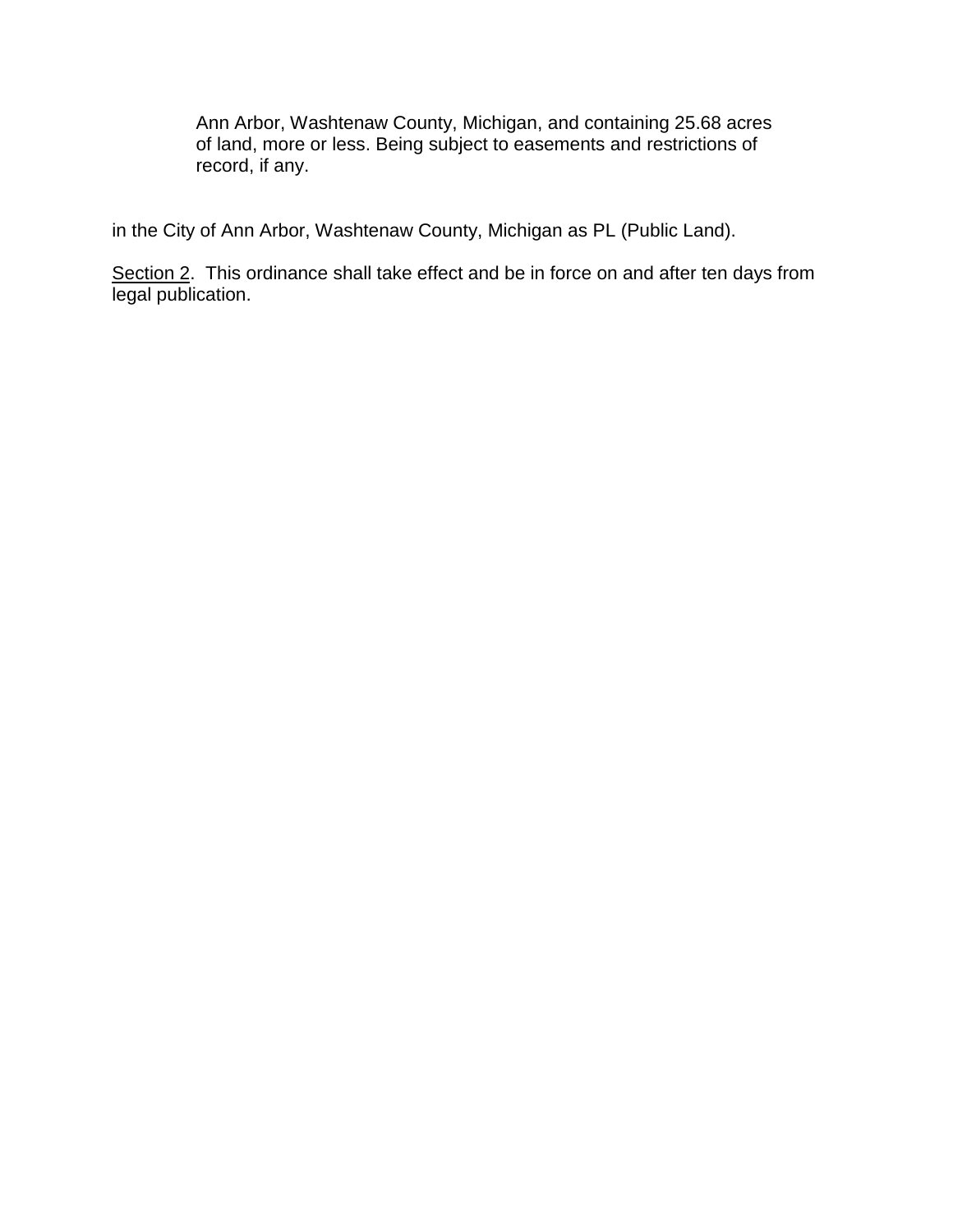Ann Arbor, Washtenaw County, Michigan, and containing 25.68 acres of land, more or less. Being subject to easements and restrictions of record, if any.

in the City of Ann Arbor, Washtenaw County, Michigan as PL (Public Land).

Section 2. This ordinance shall take effect and be in force on and after ten days from legal publication.